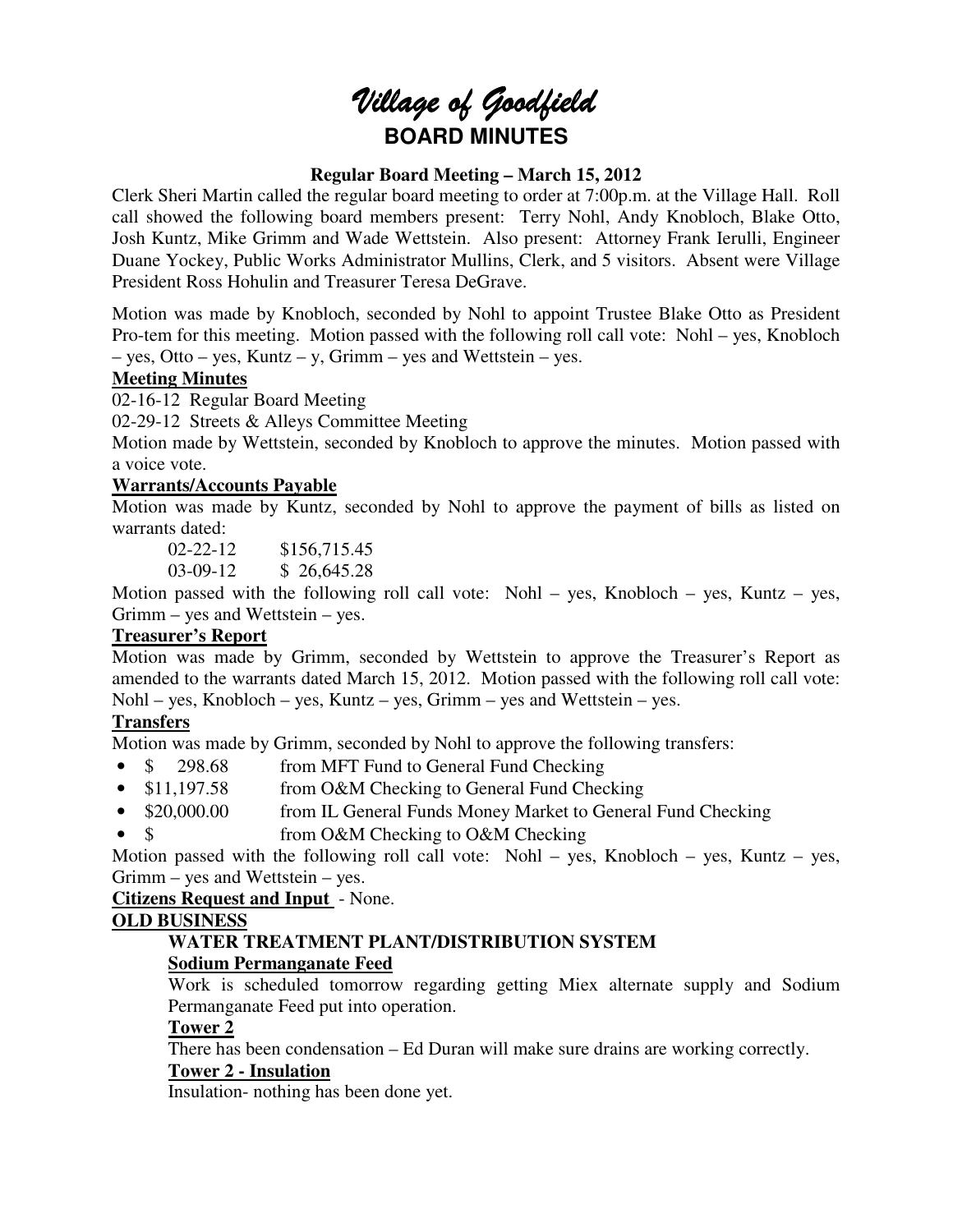# *Village of Goodfield*

## BOARD MINUTES

**Regular Board Meeting – March 15, 2012**

Clerk Sheri Martin called the regular board meeting to order at 7:00p.m. at the Village Hall. Roll call showed the following board members present: Terry Nohl, Andy Knobloch, Blake Otto, Josh Kuntz, Mike Grimm and Wade Wettstein. Also present: Attorney Frank Ierulli, Engineer Duane Yockey, Public Works Administrator Mullins, Clerk, and 5 visitors. Absent were Village President Ross Hohulin and Treasurer Teresa DeGrave.

Motion was made by Knobloch, seconded by Nohl to appoint Trustee Blake Otto as President Pro-tem for this meeting. Motion passed with the following roll call vote: Nohl – yes, Knobloch – yes, Otto – yes, Kuntz – y, Grimm – yes and Wettstein – yes.

**Meeting Minutes**

02-16-12 Regular Board Meeting

02-29-12 Streets & Alleys Committee Meeting

Motion made by Wettstein, seconded by Knobloch to approve the minutes. Motion passed with a voice vote.

**Warrants/Accounts Payable**

Motion was made by Kuntz, seconded by Nohl to approve the payment of bills as listed on warrants dated:

02-22-12 $156,715.45

03-09-12 $ 26,645.28

Motion passed with the following roll call vote: Nohl – yes, Knobloch – yes, Kuntz – yes, Grimm – yes and Wettstein – yes.

**Treasurer's Report**

Motion was made by Grimm, seconded by Wettstein to approve the Treasurer's Report as amended to the warrants dated March 15, 2012. Motion passed with the following roll call vote: Nohl – yes, Knobloch – yes, Kuntz – yes, Grimm – yes and Wettstein – yes.

**Transfers**

Motion was made by Grimm, seconded by Nohl to approve the following transfers:

- $ 298.68 from MFT Fund to General Fund Checking
- $11,197.58 from O&M Checking to General Fund Checking
- $20,000.00 from IL General Funds Money Market to General Fund Checking
- $ from O&M Checking to O&M Checking

Motion passed with the following roll call vote: Nohl – yes, Knobloch – yes, Kuntz – yes, Grimm – yes and Wettstein – yes.

**Citizens Request and Input** - None.

**OLD BUSINESS**

**WATER TREATMENT PLANT/DISTRIBUTION SYSTEM**

**Sodium Permanganate Feed**

Work is scheduled tomorrow regarding getting Miex alternate supply and Sodium Permanganate Feed put into operation.

**Tower 2**

There has been condensation – Ed Duran will make sure drains are working correctly.

**Tower 2 - Insulation**

Insulation- nothing has been done yet.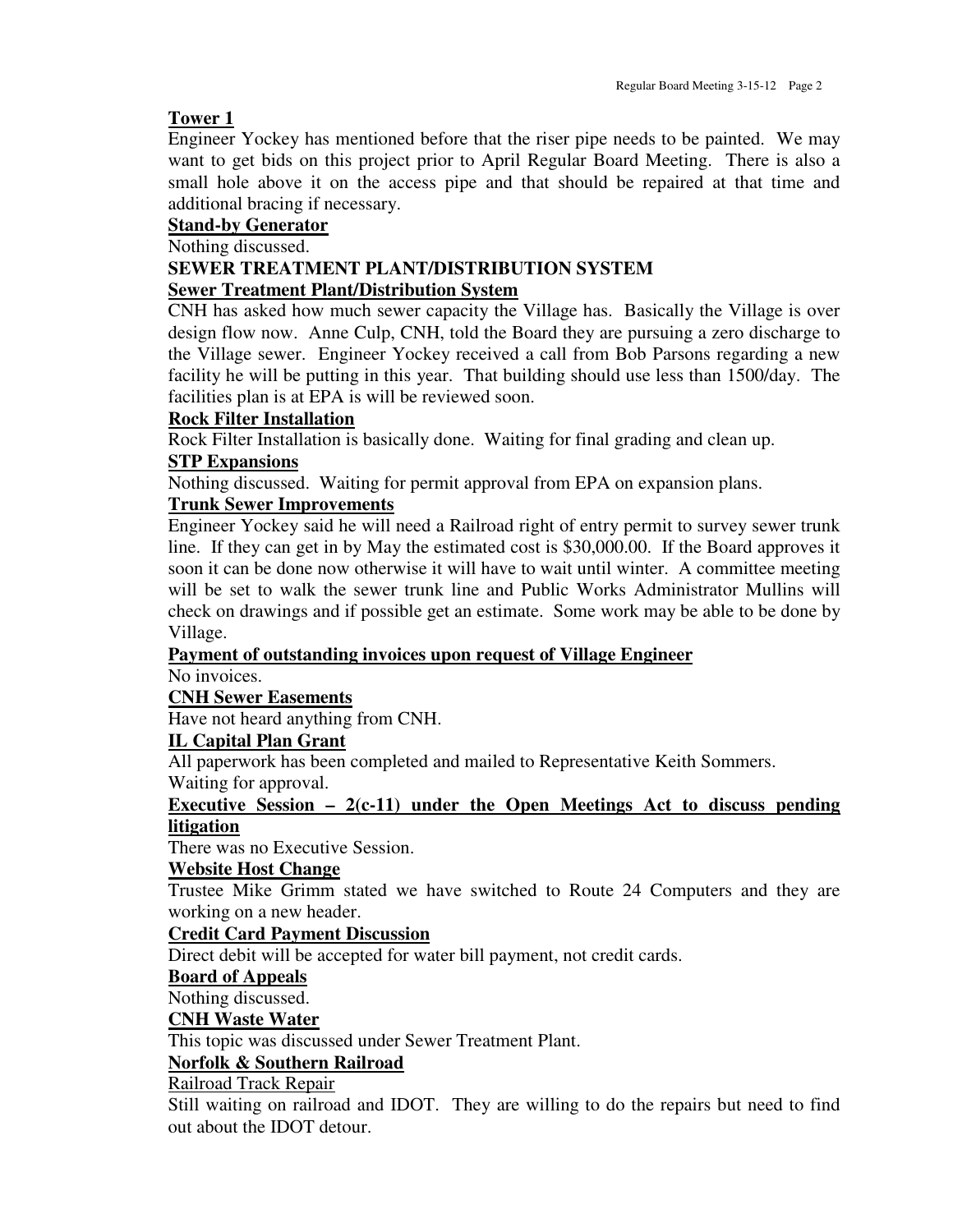**Tower 1**

Engineer Yockey has mentioned before that the riser pipe needs to be painted. We may want to get bids on this project prior to April Regular Board Meeting. There is also a small hole above it on the access pipe and that should be repaired at that time and additional bracing if necessary.

**Stand-by Generator**

Nothing discussed.

**SEWER TREATMENT PLANT/DISTRIBUTION SYSTEM**

**Sewer Treatment Plant/Distribution System**

CNH has asked how much sewer capacity the Village has. Basically the Village is over design flow now. Anne Culp, CNH, told the Board they are pursuing a zero discharge to the Village sewer. Engineer Yockey received a call from Bob Parsons regarding a new facility he will be putting in this year. That building should use less than 1500/day. The facilities plan is at EPA is will be reviewed soon.

**Rock Filter Installation**

Rock Filter Installation is basically done. Waiting for final grading and clean up.

**STP Expansions**

Nothing discussed. Waiting for permit approval from EPA on expansion plans.

**Trunk Sewer Improvements**

Engineer Yockey said he will need a Railroad right of entry permit to survey sewer trunk line. If they can get in by May the estimated cost is $30,000.00. If the Board approves it soon it can be done now otherwise it will have to wait until winter. A committee meeting will be set to walk the sewer trunk line and Public Works Administrator Mullins will check on drawings and if possible get an estimate. Some work may be able to be done by Village.

**Payment of outstanding invoices upon request of Village Engineer**

No invoices.

**CNH Sewer Easements**

Have not heard anything from CNH.

**IL Capital Plan Grant**

All paperwork has been completed and mailed to Representative Keith Sommers.
Waiting for approval.

**Executive Session – 2(c-11) under the Open Meetings Act to discuss pending litigation**

There was no Executive Session.

**Website Host Change**

Trustee Mike Grimm stated we have switched to Route 24 Computers and they are working on a new header.

**Credit Card Payment Discussion**

Direct debit will be accepted for water bill payment, not credit cards.

**Board of Appeals**

Nothing discussed.

**CNH Waste Water**

This topic was discussed under Sewer Treatment Plant.

**Norfolk & Southern Railroad**

Railroad Track Repair

Still waiting on railroad and IDOT. They are willing to do the repairs but need to find out about the IDOT detour.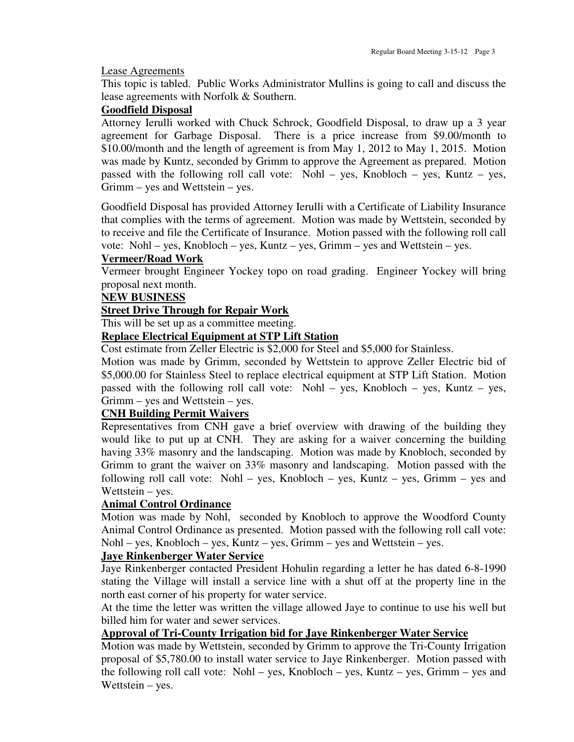Lease Agreements

This topic is tabled. Public Works Administrator Mullins is going to call and discuss the lease agreements with Norfolk & Southern.

**Goodfield Disposal**

Attorney Ierulli worked with Chuck Schrock, Goodfield Disposal, to draw up a 3 year agreement for Garbage Disposal. There is a price increase from $9.00/month to $10.00/month and the length of agreement is from May 1, 2012 to May 1, 2015. Motion was made by Kuntz, seconded by Grimm to approve the Agreement as prepared. Motion passed with the following roll call vote: Nohl – yes, Knobloch – yes, Kuntz – yes, Grimm – yes and Wettstein – yes.

Goodfield Disposal has provided Attorney Ierulli with a Certificate of Liability Insurance that complies with the terms of agreement. Motion was made by Wettstein, seconded by to receive and file the Certificate of Insurance. Motion passed with the following roll call vote: Nohl – yes, Knobloch – yes, Kuntz – yes, Grimm – yes and Wettstein – yes.

**Vermeer/Road Work**

Vermeer brought Engineer Yockey topo on road grading. Engineer Yockey will bring proposal next month.

**NEW BUSINESS**

**Street Drive Through for Repair Work**

This will be set up as a committee meeting.

**Replace Electrical Equipment at STP Lift Station**

Cost estimate from Zeller Electric is $2,000 for Steel and $5,000 for Stainless.

Motion was made by Grimm, seconded by Wettstein to approve Zeller Electric bid of $5,000.00 for Stainless Steel to replace electrical equipment at STP Lift Station. Motion passed with the following roll call vote: Nohl – yes, Knobloch – yes, Kuntz – yes, Grimm – yes and Wettstein – yes.

**CNH Building Permit Waivers**

Representatives from CNH gave a brief overview with drawing of the building they would like to put up at CNH. They are asking for a waiver concerning the building having 33% masonry and the landscaping. Motion was made by Knobloch, seconded by Grimm to grant the waiver on 33% masonry and landscaping. Motion passed with the following roll call vote: Nohl – yes, Knobloch – yes, Kuntz – yes, Grimm – yes and Wettstein – yes.

**Animal Control Ordinance**

Motion was made by Nohl, seconded by Knobloch to approve the Woodford County Animal Control Ordinance as presented. Motion passed with the following roll call vote: Nohl – yes, Knobloch – yes, Kuntz – yes, Grimm – yes and Wettstein – yes.

**Jaye Rinkenberger Water Service**

Jaye Rinkenberger contacted President Hohulin regarding a letter he has dated 6-8-1990 stating the Village will install a service line with a shut off at the property line in the north east corner of his property for water service.

At the time the letter was written the village allowed Jaye to continue to use his well but billed him for water and sewer services.

**Approval of Tri-County Irrigation bid for Jaye Rinkenberger Water Service**

Motion was made by Wettstein, seconded by Grimm to approve the Tri-County Irrigation proposal of $5,780.00 to install water service to Jaye Rinkenberger. Motion passed with the following roll call vote: Nohl – yes, Knobloch – yes, Kuntz – yes, Grimm – yes and Wettstein – yes.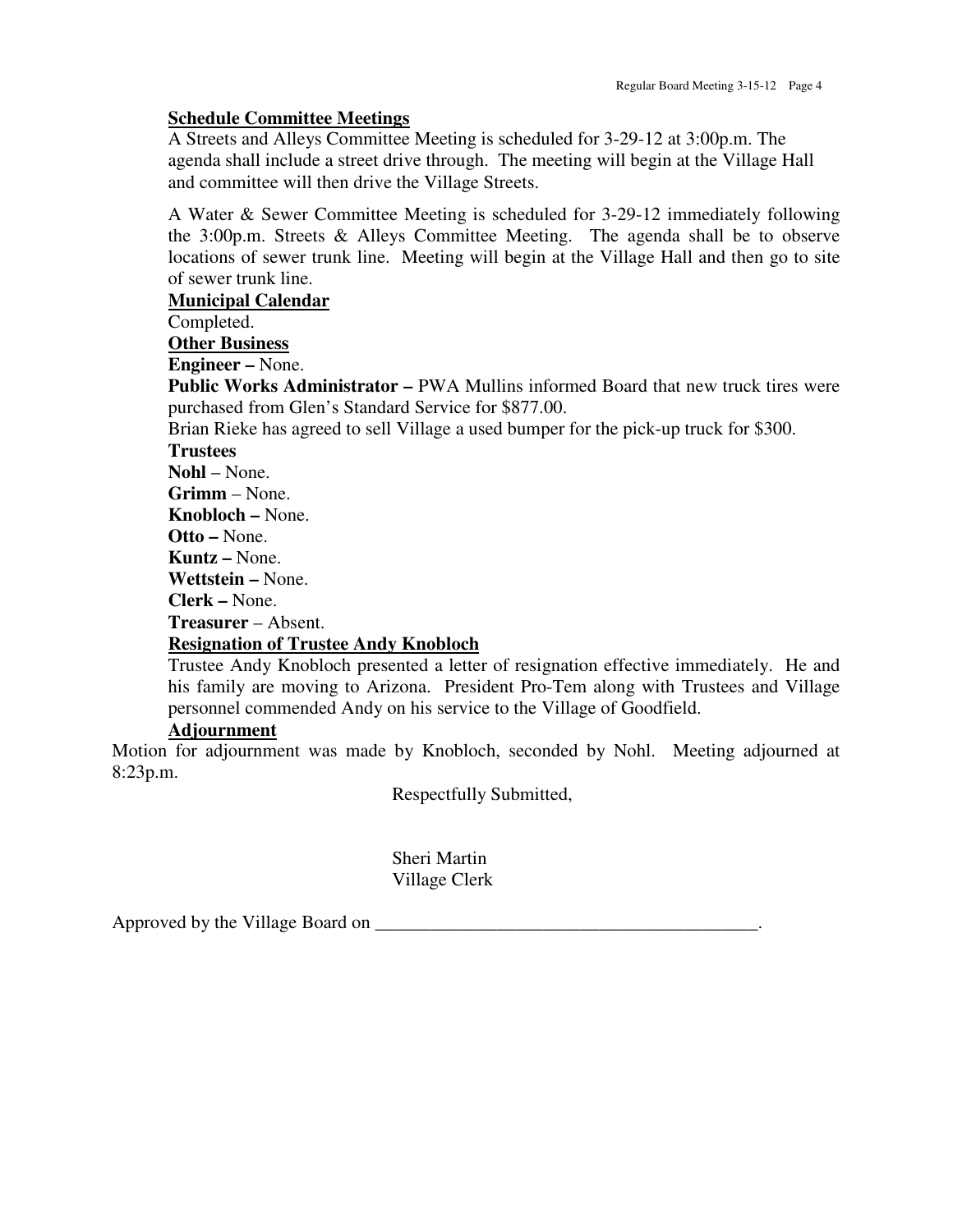**Schedule Committee Meetings**

A Streets and Alleys Committee Meeting is scheduled for 3-29-12 at 3:00p.m. The agenda shall include a street drive through. The meeting will begin at the Village Hall and committee will then drive the Village Streets.

A Water & Sewer Committee Meeting is scheduled for 3-29-12 immediately following the 3:00p.m. Streets & Alleys Committee Meeting. The agenda shall be to observe locations of sewer trunk line. Meeting will begin at the Village Hall and then go to site of sewer trunk line.

**Municipal Calendar**

Completed.

**Other Business**

**Engineer –** None.

**Public Works Administrator –** PWA Mullins informed Board that new truck tires were purchased from Glen's Standard Service for $877.00.

Brian Rieke has agreed to sell Village a used bumper for the pick-up truck for $300.

**Trustees**

**Nohl** – None.

**Grimm** – None.

**Knobloch –** None.

**Otto –** None.

**Kuntz –** None.

**Wettstein –** None.

**Clerk –** None.

**Treasurer** – Absent.

**Resignation of Trustee Andy Knobloch**

Trustee Andy Knobloch presented a letter of resignation effective immediately. He and his family are moving to Arizona. President Pro-Tem along with Trustees and Village personnel commended Andy on his service to the Village of Goodfield.

**Adjournment**

Motion for adjournment was made by Knobloch, seconded by Nohl. Meeting adjourned at 8:23p.m.

Respectfully Submitted,

Sheri Martin
Village Clerk

Approved by the Village Board on ________________________________________.